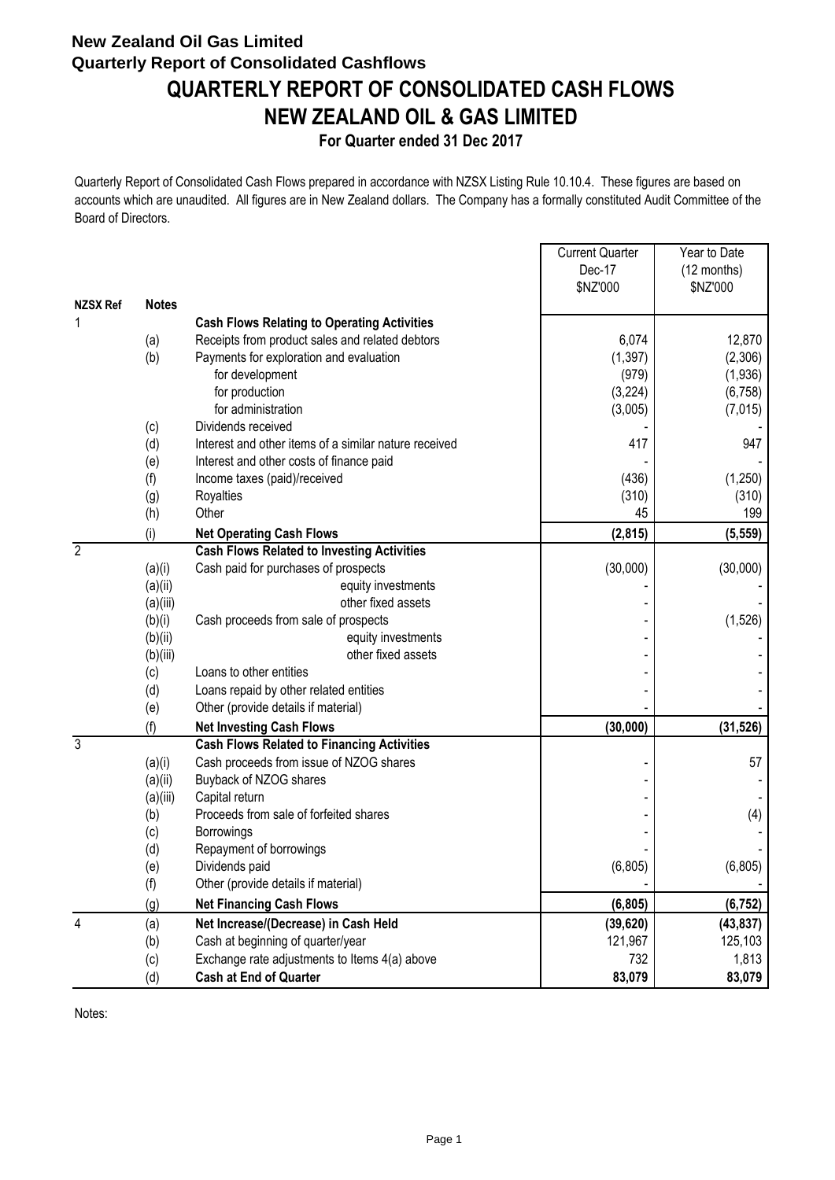**New Zealand Oil Gas Limited**
**Quarterly Report of Consolidated Cashflows**

# QUARTERLY REPORT OF CONSOLIDATED CASH FLOWS
# NEW ZEALAND OIL & GAS LIMITED

**For Quarter ended 31 Dec 2017**

Quarterly Report of Consolidated Cash Flows prepared in accordance with NZSX Listing Rule 10.10.4. These figures are based on accounts which are unaudited. All figures are in New Zealand dollars. The Company has a formally constituted Audit Committee of the Board of Directors.

| NZSX Ref | Notes | | Current Quarter Dec-17 $NZ'000 | Year to Date (12 months) $NZ'000 |
|---|---|---|---|---|
| 1 | | **Cash Flows Relating to Operating Activities** | | |
| | (a) | Receipts from product sales and related debtors | 6,074 | 12,870 |
| | (b) | Payments for exploration and evaluation | (1,397) | (2,306) |
| | | for development | (979) | (1,936) |
| | | for production | (3,224) | (6,758) |
| | | for administration | (3,005) | (7,015) |
| | (c) | Dividends received | - | - |
| | (d) | Interest and other items of a similar nature received | 417 | 947 |
| | (e) | Interest and other costs of finance paid | - | - |
| | (f) | Income taxes (paid)/received | (436) | (1,250) |
| | (g) | Royalties | (310) | (310) |
| | (h) | Other | 45 | 199 |
| | (i) | **Net Operating Cash Flows** | **(2,815)** | **(5,559)** |
| 2 | | **Cash Flows Related to Investing Activities** | | |
| | (a)(i) | Cash paid for purchases of prospects | (30,000) | (30,000) |
| | (a)(ii) | equity investments | - | - |
| | (a)(iii) | other fixed assets | - | - |
| | (b)(i) | Cash proceeds from sale of prospects | - | (1,526) |
| | (b)(ii) | equity investments | - | - |
| | (b)(iii) | other fixed assets | - | - |
| | (c) | Loans to other entities | - | - |
| | (d) | Loans repaid by other related entities | - | - |
| | (e) | Other (provide details if material) | - | - |
| | (f) | **Net Investing Cash Flows** | **(30,000)** | **(31,526)** |
| 3 | | **Cash Flows Related to Financing Activities** | | |
| | (a)(i) | Cash proceeds from issue of NZOG shares | - | 57 |
| | (a)(ii) | Buyback of NZOG shares | - | - |
| | (a)(iii) | Capital return | - | - |
| | (b) | Proceeds from sale of forfeited shares | - | (4) |
| | (c) | Borrowings | - | - |
| | (d) | Repayment of borrowings | - | - |
| | (e) | Dividends paid | (6,805) | (6,805) |
| | (f) | Other (provide details if material) | - | - |
| | (g) | **Net Financing Cash Flows** | **(6,805)** | **(6,752)** |
| 4 | (a) | **Net Increase/(Decrease) in Cash Held** | **(39,620)** | **(43,837)** |
| | (b) | Cash at beginning of quarter/year | 121,967 | 125,103 |
| | (c) | Exchange rate adjustments to Items 4(a) above | 732 | 1,813 |
| | (d) | **Cash at End of Quarter** | **83,079** | **83,079** |

Notes: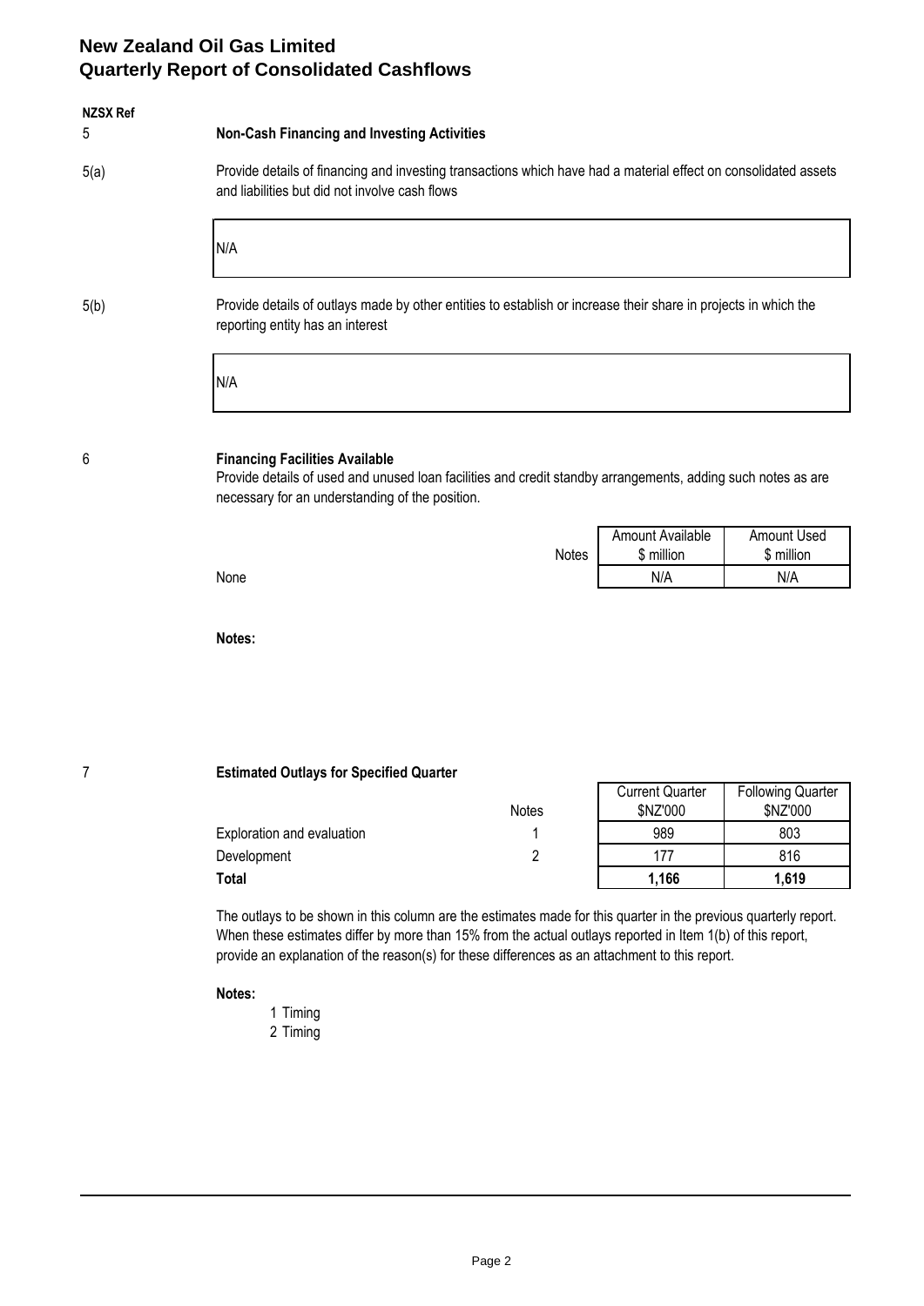# New Zealand Oil Gas Limited
## Quarterly Report of Consolidated Cashflows

**NZSX Ref**

5 **Non-Cash Financing and Investing Activities**

5(a) Provide details of financing and investing transactions which have had a material effect on consolidated assets and liabilities but did not involve cash flows

N/A

5(b) Provide details of outlays made by other entities to establish or increase their share in projects in which the reporting entity has an interest

N/A

6 **Financing Facilities Available**

Provide details of used and unused loan facilities and credit standby arrangements, adding such notes as are necessary for an understanding of the position.

| | Notes | Amount Available $ million | Amount Used $ million |
|---|---|---|---|
| None | | N/A | N/A |

**Notes:**

7 **Estimated Outlays for Specified Quarter**

| | Notes | Current Quarter $NZ'000 | Following Quarter $NZ'000 |
|---|---|---|---|
| Exploration and evaluation | 1 | 989 | 803 |
| Development | 2 | 177 | 816 |
| **Total** | | **1,166** | **1,619** |

The outlays to be shown in this column are the estimates made for this quarter in the previous quarterly report. When these estimates differ by more than 15% from the actual outlays reported in Item 1(b) of this report, provide an explanation of the reason(s) for these differences as an attachment to this report.

**Notes:**

1 Timing
2 Timing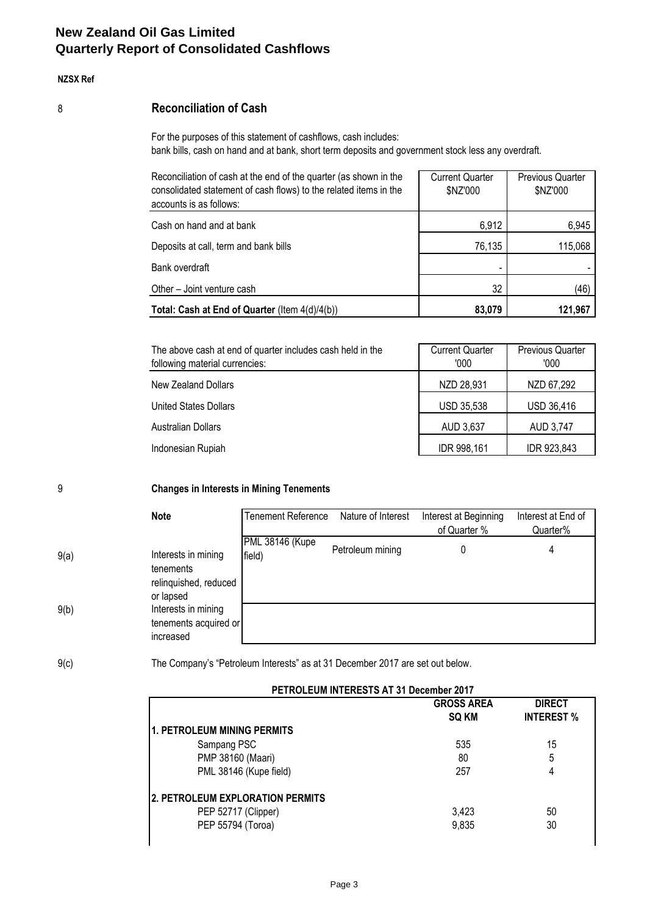# New Zealand Oil Gas Limited
# Quarterly Report of Consolidated Cashflows

**NZSX Ref**

## 8 Reconciliation of Cash

For the purposes of this statement of cashflows, cash includes:
bank bills, cash on hand and at bank, short term deposits and government stock less any overdraft.

| Reconciliation of cash at the end of the quarter (as shown in the consolidated statement of cash flows) to the related items in the accounts is as follows: | Current Quarter $NZ'000 | Previous Quarter $NZ'000 |
|---|---|---|
| Cash on hand and at bank | 6,912 | 6,945 |
| Deposits at call, term and bank bills | 76,135 | 115,068 |
| Bank overdraft | - | - |
| Other – Joint venture cash | 32 | (46) |
| **Total: Cash at End of Quarter** (Item 4(d)/4(b)) | **83,079** | **121,967** |

| The above cash at end of quarter includes cash held in the following material currencies: | Current Quarter '000 | Previous Quarter '000 |
|---|---|---|
| New Zealand Dollars | NZD 28,931 | NZD 67,292 |
| United States Dollars | USD 35,538 | USD 36,416 |
| Australian Dollars | AUD 3,637 | AUD 3,747 |
| Indonesian Rupiah | IDR 998,161 | IDR 923,843 |

## 9 Changes in Interests in Mining Tenements

| | Note | Tenement Reference | Nature of Interest | Interest at Beginning of Quarter % | Interest at End of Quarter% |
|---|---|---|---|---|---|
| 9(a) | Interests in mining tenements relinquished, reduced or lapsed | PML 38146 (Kupe field) | Petroleum mining | 0 | 4 |
| 9(b) | Interests in mining tenements acquired or increased | | | | |

9(c) The Company's "Petroleum Interests" as at 31 December 2017 are set out below.

**PETROLEUM INTERESTS AT 31 December 2017**

| | GROSS AREA SQ KM | DIRECT INTEREST % |
|---|---|---|
| **1. PETROLEUM MINING PERMITS** | | |
| Sampang PSC | 535 | 15 |
| PMP 38160 (Maari) | 80 | 5 |
| PML 38146 (Kupe field) | 257 | 4 |
| **2. PETROLEUM EXPLORATION PERMITS** | | |
| PEP 52717 (Clipper) | 3,423 | 50 |
| PEP 55794 (Toroa) | 9,835 | 30 |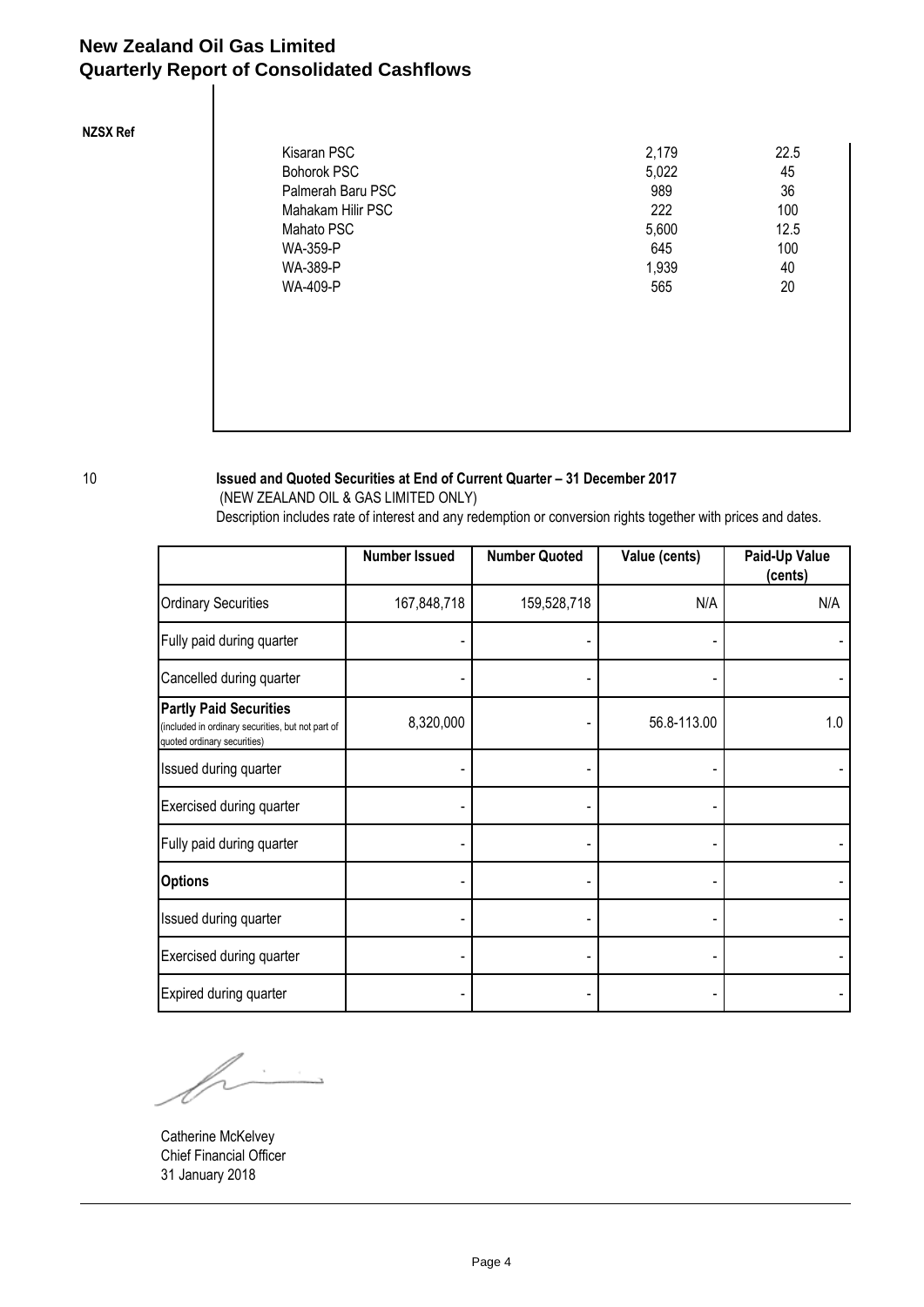# New Zealand Oil Gas Limited
## Quarterly Report of Consolidated Cashflows

**NZSX Ref**

| | | |
|---|---|---|
| Kisaran PSC | 2,179 | 22.5 |
| Bohorok PSC | 5,022 | 45 |
| Palmerah Baru PSC | 989 | 36 |
| Mahakam Hilir PSC | 222 | 100 |
| Mahato PSC | 5,600 | 12.5 |
| WA-359-P | 645 | 100 |
| WA-389-P | 1,939 | 40 |
| WA-409-P | 565 | 20 |

10 **Issued and Quoted Securities at End of Current Quarter – 31 December 2017**

(NEW ZEALAND OIL & GAS LIMITED ONLY)

Description includes rate of interest and any redemption or conversion rights together with prices and dates.

| | Number Issued | Number Quoted | Value (cents) | Paid-Up Value (cents) |
|---|---|---|---|---|
| Ordinary Securities | 167,848,718 | 159,528,718 | N/A | N/A |
| Fully paid during quarter | - | - | - | - |
| Cancelled during quarter | - | - | - | - |
| **Partly Paid Securities** (included in ordinary securities, but not part of quoted ordinary securities) | 8,320,000 | - | 56.8-113.00 | 1.0 |
| Issued during quarter | - | - | - | - |
| Exercised during quarter | - | - | - | |
| Fully paid during quarter | - | - | - | - |
| **Options** | - | - | - | - |
| Issued during quarter | - | - | - | - |
| Exercised during quarter | - | - | - | - |
| Expired during quarter | - | - | - | - |

Catherine McKelvey
Chief Financial Officer
31 January 2018